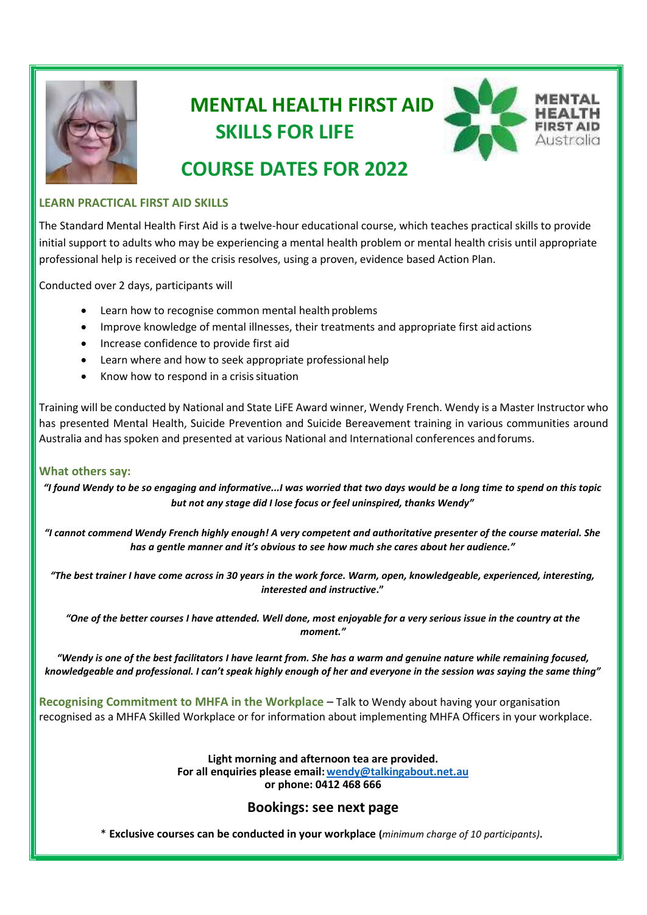# MENTAL HEALTH FIRST AID SKILLS FOR LIFE

# COURSE DATES FOR 2022

### LEARN PRACTICAL FIRST AID SKILLS

The Standard Mental Health First Aid is a twelve-hour educational course, which teaches practical skills to provide initial support to adults who may be experiencing a mental health problem or mental health crisis until appropriate professional help is received or the crisis resolves, using a proven, evidence based Action Plan.

Conducted over 2 days, participants will

- Learn how to recognise common mental health problems
- Improve knowledge of mental illnesses, their treatments and appropriate first aid actions
- Increase confidence to provide first aid
- Learn where and how to seek appropriate professional help
- Know how to respond in a crisis situation

Training will be conducted by National and State LiFE Award winner, Wendy French. Wendy is a Master Instructor who has presented Mental Health, Suicide Prevention and Suicide Bereavement training in various communities around Australia and has spoken and presented at various National and International conferences and forums.

### What others say:

***"I found Wendy to be so engaging and informative...I was worried that two days would be a long time to spend on this topic but not any stage did I lose focus or feel uninspired, thanks Wendy"***

***"I cannot commend Wendy French highly enough! A very competent and authoritative presenter of the course material. She has a gentle manner and it's obvious to see how much she cares about her audience."***

***"The best trainer I have come across in 30 years in the work force. Warm, open, knowledgeable, experienced, interesting, interested and instructive."***

***"One of the better courses I have attended. Well done, most enjoyable for a very serious issue in the country at the moment."***

***"Wendy is one of the best facilitators I have learnt from. She has a warm and genuine nature while remaining focused, knowledgeable and professional. I can't speak highly enough of her and everyone in the session was saying the same thing"***

**Recognising Commitment to MHFA in the Workplace** – Talk to Wendy about having your organisation recognised as a MHFA Skilled Workplace or for information about implementing MHFA Officers in your workplace.

**Light morning and afternoon tea are provided.**
**For all enquiries please email: wendy@talkingabout.net.au**
**or phone: 0412 468 666**

## Bookings: see next page

* **Exclusive courses can be conducted in your workplace (*minimum charge of 10 participants*).**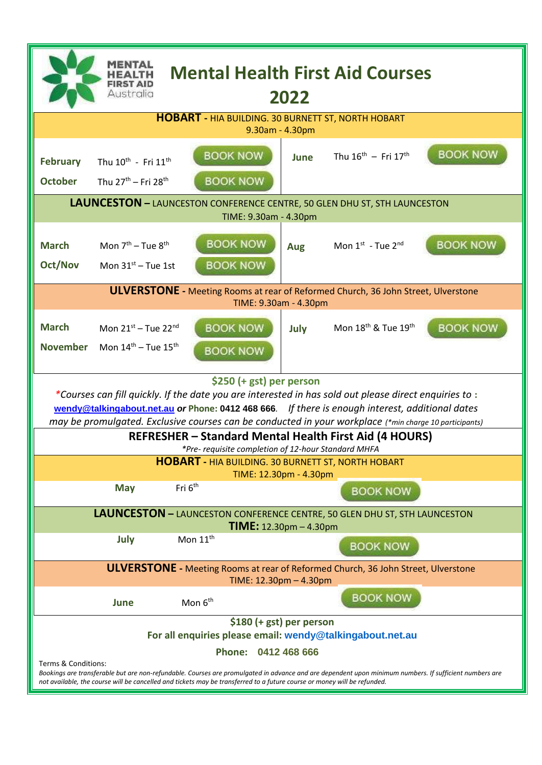MENTAL HEALTH FIRST AID Australia

# Mental Health First Aid Courses 2022

## HOBART - HIA BUILDING. 30 BURNETT ST, NORTH HOBART

9.30am - 4.30pm

| | | | | | |
|---|---|---|---|---|---|
| February | Thu 10th - Fri 11th | BOOK NOW | June | Thu 16th – Fri 17th | BOOK NOW |
| October | Thu 27th – Fri 28th | BOOK NOW | | | |

## LAUNCESTON – LAUNCESTON CONFERENCE CENTRE, 50 GLEN DHU ST, STH LAUNCESTON

TIME: 9.30am - 4.30pm

| | | | | | |
|---|---|---|---|---|---|
| March | Mon 7th – Tue 8th | BOOK NOW | Aug | Mon 1st - Tue 2nd | BOOK NOW |
| Oct/Nov | Mon 31st – Tue 1st | BOOK NOW | | | |

## ULVERSTONE - Meeting Rooms at rear of Reformed Church, 36 John Street, Ulverstone

TIME: 9.30am - 4.30pm

| | | | | | |
|---|---|---|---|---|---|
| March | Mon 21st – Tue 22nd | BOOK NOW | July | Mon 18th & Tue 19th | BOOK NOW |
| November | Mon 14th – Tue 15th | BOOK NOW | | | |

**$250 (+ gst) per person**

*\*Courses can fill quickly. If the date you are interested in has sold out please direct enquiries to* **:** **wendy@talkingabout.net.au** ***or*** **Phone: 0412 468 666**. *If there is enough interest, additional dates may be promulgated. Exclusive courses can be conducted in your workplace (\*min charge 10 participants)*

## REFRESHER – Standard Mental Health First Aid (4 HOURS)

*\*Pre- requisite completion of 12-hour Standard MHFA*

### HOBART - HIA BUILDING. 30 BURNETT ST, NORTH HOBART

TIME: 12.30pm - 4.30pm

| | | |
|---|---|---|
| May | Fri 6th | BOOK NOW |

### LAUNCESTON – LAUNCESTON CONFERENCE CENTRE, 50 GLEN DHU ST, STH LAUNCESTON

**TIME:** 12.30pm – 4.30pm

| | | |
|---|---|---|
| July | Mon 11th | BOOK NOW |

### ULVERSTONE - Meeting Rooms at rear of Reformed Church, 36 John Street, Ulverstone

TIME: 12.30pm – 4.30pm

| | | |
|---|---|---|
| June | Mon 6th | BOOK NOW |

**$180 (+ gst) per person**

**For all enquiries please email: wendy@talkingabout.net.au**

**Phone: 0412 468 666**

Terms & Conditions:

*Bookings are transferable but are non-refundable. Courses are promulgated in advance and are dependent upon minimum numbers. If sufficient numbers are not available, the course will be cancelled and tickets may be transferred to a future course or money will be refunded.*